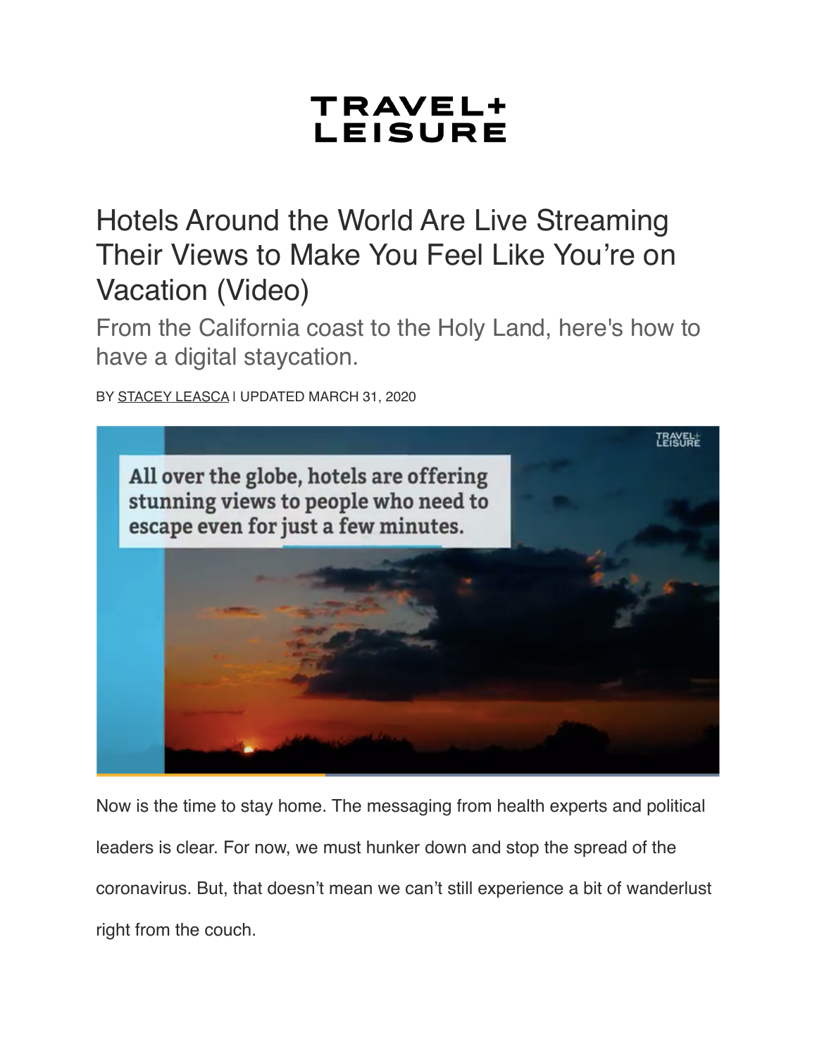**TRAVEL+ LEISURE**

# Hotels Around the World Are Live Streaming Their Views to Make You Feel Like You're on Vacation (Video)

## From the California coast to the Holy Land, here's how to have a digital staycation.

BY STACEY LEASCA | UPDATED MARCH 31, 2020

Now is the time to stay home. The messaging from health experts and political leaders is clear. For now, we must hunker down and stop the spread of the coronavirus. But, that doesn't mean we can't still experience a bit of wanderlust right from the couch.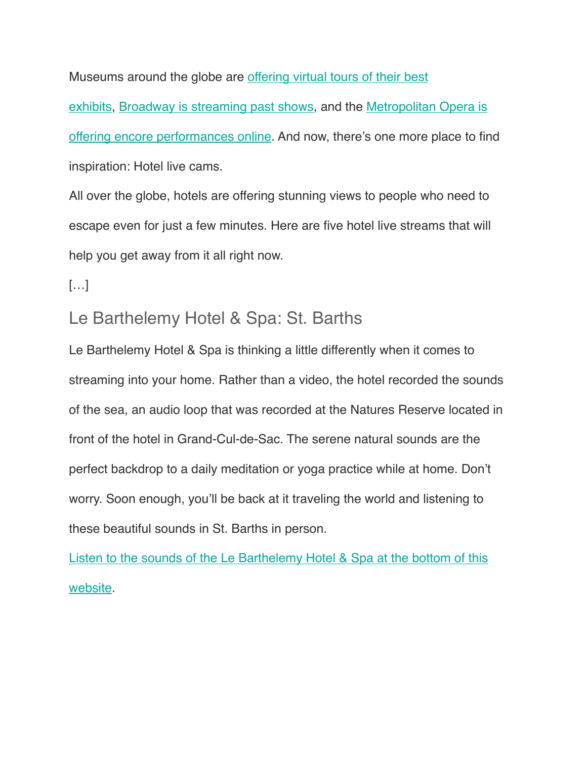Museums around the globe are offering virtual tours of their best exhibits, Broadway is streaming past shows, and the Metropolitan Opera is offering encore performances online. And now, there's one more place to find inspiration: Hotel live cams.

All over the globe, hotels are offering stunning views to people who need to escape even for just a few minutes. Here are five hotel live streams that will help you get away from it all right now.

[…]

## Le Barthelemy Hotel & Spa: St. Barths

Le Barthelemy Hotel & Spa is thinking a little differently when it comes to streaming into your home. Rather than a video, the hotel recorded the sounds of the sea, an audio loop that was recorded at the Natures Reserve located in front of the hotel in Grand-Cul-de-Sac. The serene natural sounds are the perfect backdrop to a daily meditation or yoga practice while at home. Don't worry. Soon enough, you'll be back at it traveling the world and listening to these beautiful sounds in St. Barths in person.

Listen to the sounds of the Le Barthelemy Hotel & Spa at the bottom of this website.